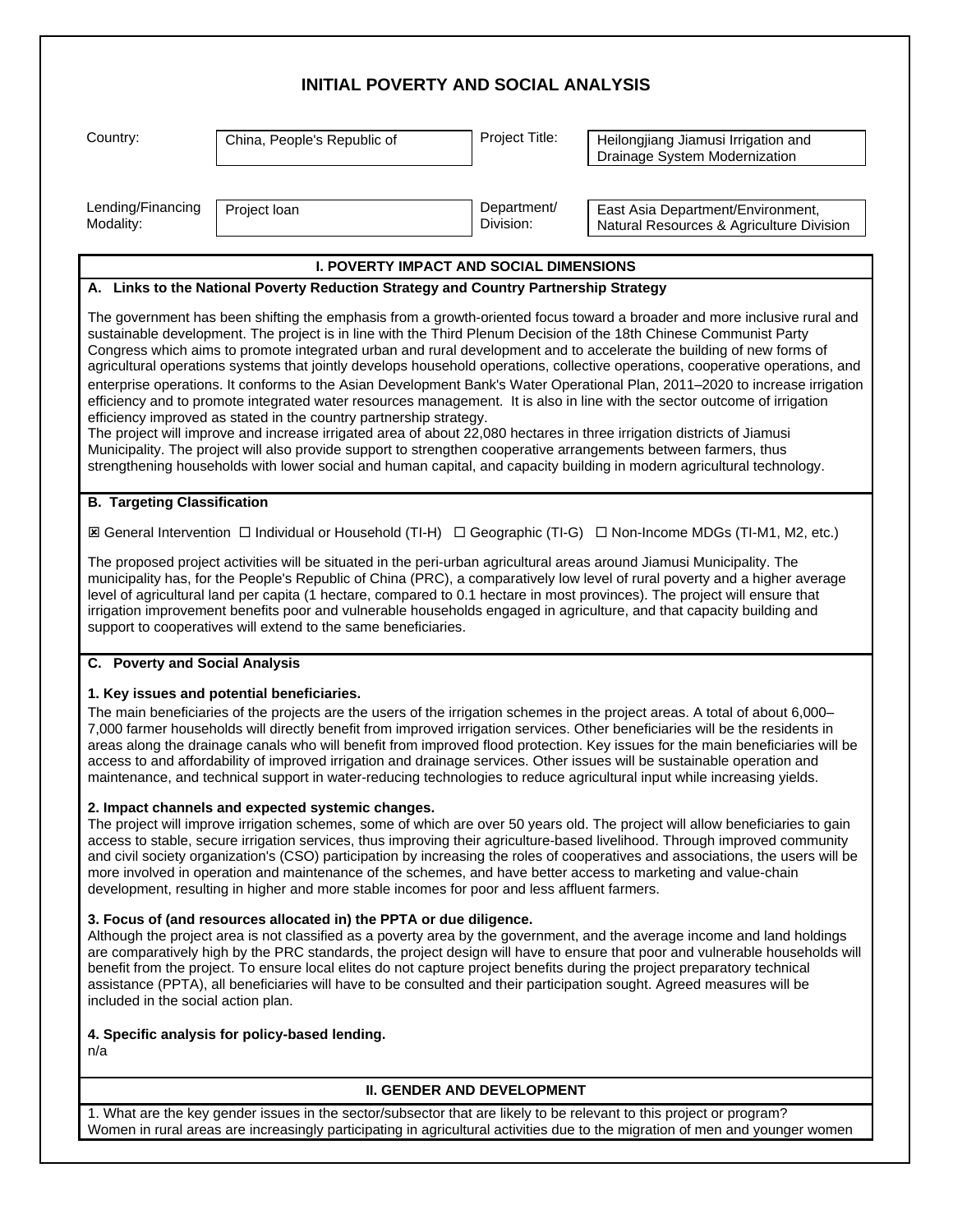# INITIAL POVERTY AND SOCIAL ANALYSIS

| Country: | China, People's Republic of | Project Title: | Heilongjiang Jiamusi Irrigation and Drainage System Modernization |
|---|---|---|---|
| Lending/Financing Modality: | Project loan | Department/ Division: | East Asia Department/Environment, Natural Resources & Agriculture Division |

## I. POVERTY IMPACT AND SOCIAL DIMENSIONS

### A. Links to the National Poverty Reduction Strategy and Country Partnership Strategy

The government has been shifting the emphasis from a growth-oriented focus toward a broader and more inclusive rural and sustainable development. The project is in line with the Third Plenum Decision of the 18th Chinese Communist Party Congress which aims to promote integrated urban and rural development and to accelerate the building of new forms of agricultural operations systems that jointly develops household operations, collective operations, cooperative operations, and enterprise operations. It conforms to the Asian Development Bank's Water Operational Plan, 2011–2020 to increase irrigation efficiency and to promote integrated water resources management. It is also in line with the sector outcome of irrigation efficiency improved as stated in the country partnership strategy.
The project will improve and increase irrigated area of about 22,080 hectares in three irrigation districts of Jiamusi Municipality. The project will also provide support to strengthen cooperative arrangements between farmers, thus strengthening households with lower social and human capital, and capacity building in modern agricultural technology.

### B. Targeting Classification

☒ General Intervention ☐ Individual or Household (TI-H) ☐ Geographic (TI-G) ☐ Non-Income MDGs (TI-M1, M2, etc.)

The proposed project activities will be situated in the peri-urban agricultural areas around Jiamusi Municipality. The municipality has, for the People's Republic of China (PRC), a comparatively low level of rural poverty and a higher average level of agricultural land per capita (1 hectare, compared to 0.1 hectare in most provinces). The project will ensure that irrigation improvement benefits poor and vulnerable households engaged in agriculture, and that capacity building and support to cooperatives will extend to the same beneficiaries.

### C. Poverty and Social Analysis

**1. Key issues and potential beneficiaries.**
The main beneficiaries of the projects are the users of the irrigation schemes in the project areas. A total of about 6,000–7,000 farmer households will directly benefit from improved irrigation services. Other beneficiaries will be the residents in areas along the drainage canals who will benefit from improved flood protection. Key issues for the main beneficiaries will be access to and affordability of improved irrigation and drainage services. Other issues will be sustainable operation and maintenance, and technical support in water-reducing technologies to reduce agricultural input while increasing yields.

**2. Impact channels and expected systemic changes.**
The project will improve irrigation schemes, some of which are over 50 years old. The project will allow beneficiaries to gain access to stable, secure irrigation services, thus improving their agriculture-based livelihood. Through improved community and civil society organization's (CSO) participation by increasing the roles of cooperatives and associations, the users will be more involved in operation and maintenance of the schemes, and have better access to marketing and value-chain development, resulting in higher and more stable incomes for poor and less affluent farmers.

**3. Focus of (and resources allocated in) the PPTA or due diligence.**
Although the project area is not classified as a poverty area by the government, and the average income and land holdings are comparatively high by the PRC standards, the project design will have to ensure that poor and vulnerable households will benefit from the project. To ensure local elites do not capture project benefits during the project preparatory technical assistance (PPTA), all beneficiaries will have to be consulted and their participation sought. Agreed measures will be included in the social action plan.

**4. Specific analysis for policy-based lending.**
n/a

## II. GENDER AND DEVELOPMENT

1. What are the key gender issues in the sector/subsector that are likely to be relevant to this project or program?
Women in rural areas are increasingly participating in agricultural activities due to the migration of men and younger women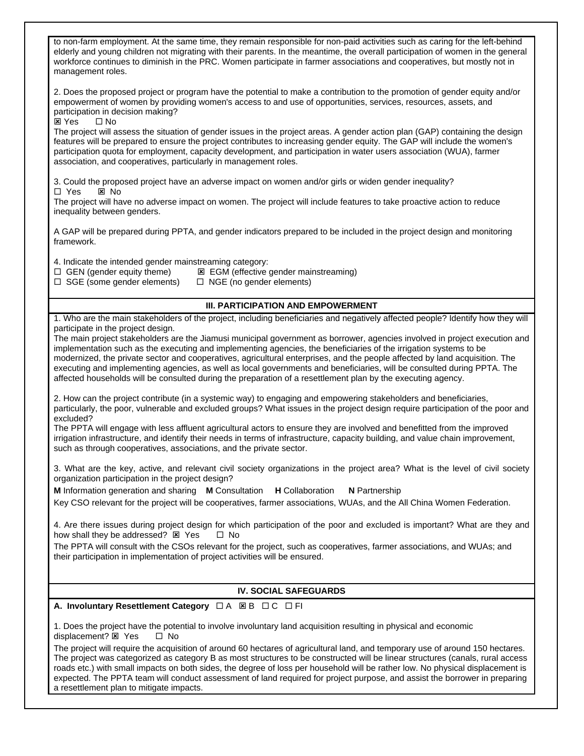to non-farm employment. At the same time, they remain responsible for non-paid activities such as caring for the left-behind elderly and young children not migrating with their parents. In the meantime, the overall participation of women in the general workforce continues to diminish in the PRC. Women participate in farmer associations and cooperatives, but mostly not in management roles.

2. Does the proposed project or program have the potential to make a contribution to the promotion of gender equity and/or empowerment of women by providing women's access to and use of opportunities, services, resources, assets, and participation in decision making?
☒ Yes ☐ No
The project will assess the situation of gender issues in the project areas. A gender action plan (GAP) containing the design features will be prepared to ensure the project contributes to increasing gender equity. The GAP will include the women's participation quota for employment, capacity development, and participation in water users association (WUA), farmer association, and cooperatives, particularly in management roles.

3. Could the proposed project have an adverse impact on women and/or girls or widen gender inequality?
☐ Yes ☒ No
The project will have no adverse impact on women. The project will include features to take proactive action to reduce inequality between genders.

A GAP will be prepared during PPTA, and gender indicators prepared to be included in the project design and monitoring framework.

4. Indicate the intended gender mainstreaming category:
☐ GEN (gender equity theme) ☒ EGM (effective gender mainstreaming)
☐ SGE (some gender elements) ☐ NGE (no gender elements)

## III. PARTICIPATION AND EMPOWERMENT

1. Who are the main stakeholders of the project, including beneficiaries and negatively affected people? Identify how they will participate in the project design.
The main project stakeholders are the Jiamusi municipal government as borrower, agencies involved in project execution and implementation such as the executing and implementing agencies, the beneficiaries of the irrigation systems to be modernized, the private sector and cooperatives, agricultural enterprises, and the people affected by land acquisition. The executing and implementing agencies, as well as local governments and beneficiaries, will be consulted during PPTA. The affected households will be consulted during the preparation of a resettlement plan by the executing agency.

2. How can the project contribute (in a systemic way) to engaging and empowering stakeholders and beneficiaries, particularly, the poor, vulnerable and excluded groups? What issues in the project design require participation of the poor and excluded?
The PPTA will engage with less affluent agricultural actors to ensure they are involved and benefitted from the improved irrigation infrastructure, and identify their needs in terms of infrastructure, capacity building, and value chain improvement, such as through cooperatives, associations, and the private sector.

3. What are the key, active, and relevant civil society organizations in the project area? What is the level of civil society organization participation in the project design?
**M** Information generation and sharing **M** Consultation **H** Collaboration **N** Partnership
Key CSO relevant for the project will be cooperatives, farmer associations, WUAs, and the All China Women Federation.

4. Are there issues during project design for which participation of the poor and excluded is important? What are they and how shall they be addressed? ☒ Yes ☐ No
The PPTA will consult with the CSOs relevant for the project, such as cooperatives, farmer associations, and WUAs; and their participation in implementation of project activities will be ensured.

## IV. SOCIAL SAFEGUARDS

**A. Involuntary Resettlement Category** ☐ A ☒ B ☐ C ☐ FI

1. Does the project have the potential to involve involuntary land acquisition resulting in physical and economic displacement? ☒ Yes ☐ No
The project will require the acquisition of around 60 hectares of agricultural land, and temporary use of around 150 hectares. The project was categorized as category B as most structures to be constructed will be linear structures (canals, rural access roads etc.) with small impacts on both sides, the degree of loss per household will be rather low. No physical displacement is expected. The PPTA team will conduct assessment of land required for project purpose, and assist the borrower in preparing a resettlement plan to mitigate impacts.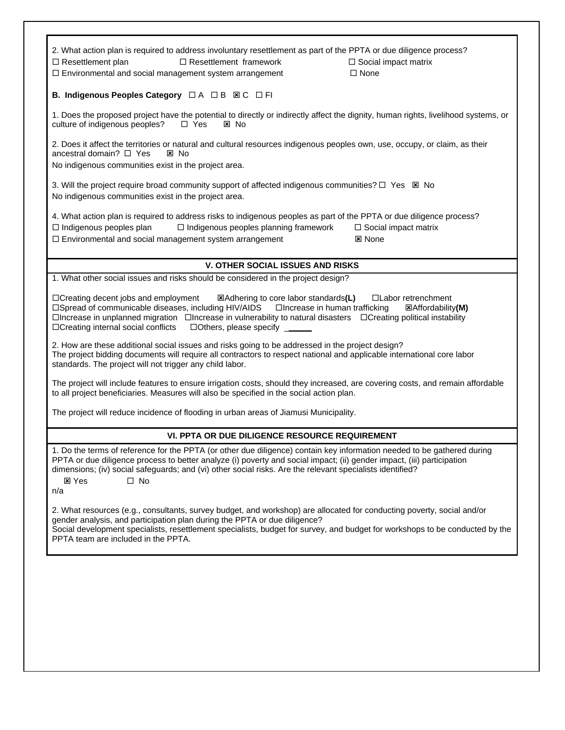2. What action plan is required to address involuntary resettlement as part of the PPTA or due diligence process?

☐ Resettlement plan ☐ Resettlement framework ☐ Social impact matrix
☐ Environmental and social management system arrangement ☐ None

**B. Indigenous Peoples Category** ☐ A ☐ B ☒ C ☐ FI

1. Does the proposed project have the potential to directly or indirectly affect the dignity, human rights, livelihood systems, or culture of indigenous peoples? ☐ Yes ☒ No

2. Does it affect the territories or natural and cultural resources indigenous peoples own, use, occupy, or claim, as their ancestral domain? ☐ Yes ☒ No
No indigenous communities exist in the project area.

3. Will the project require broad community support of affected indigenous communities? ☐ Yes ☒ No
No indigenous communities exist in the project area.

4. What action plan is required to address risks to indigenous peoples as part of the PPTA or due diligence process?

☐ Indigenous peoples plan ☐ Indigenous peoples planning framework ☐ Social impact matrix
☐ Environmental and social management system arrangement ☒ None

## V. OTHER SOCIAL ISSUES AND RISKS

1. What other social issues and risks should be considered in the project design?

☐Creating decent jobs and employment ☒Adhering to core labor standards**(L)** ☐Labor retrenchment
☐Spread of communicable diseases, including HIV/AIDS ☐Increase in human trafficking ☒Affordability**(M)**
☐Increase in unplanned migration ☐Increase in vulnerability to natural disasters ☐Creating political instability
☐Creating internal social conflicts ☐Others, please specify ______

2. How are these additional social issues and risks going to be addressed in the project design?
The project bidding documents will require all contractors to respect national and applicable international core labor standards. The project will not trigger any child labor.

The project will include features to ensure irrigation costs, should they increased, are covering costs, and remain affordable to all project beneficiaries. Measures will also be specified in the social action plan.

The project will reduce incidence of flooding in urban areas of Jiamusi Municipality.

## VI. PPTA OR DUE DILIGENCE RESOURCE REQUIREMENT

1. Do the terms of reference for the PPTA (or other due diligence) contain key information needed to be gathered during PPTA or due diligence process to better analyze (i) poverty and social impact; (ii) gender impact, (iii) participation dimensions; (iv) social safeguards; and (vi) other social risks. Are the relevant specialists identified?

☒ Yes ☐ No
n/a

2. What resources (e.g., consultants, survey budget, and workshop) are allocated for conducting poverty, social and/or gender analysis, and participation plan during the PPTA or due diligence?
Social development specialists, resettlement specialists, budget for survey, and budget for workshops to be conducted by the PPTA team are included in the PPTA.